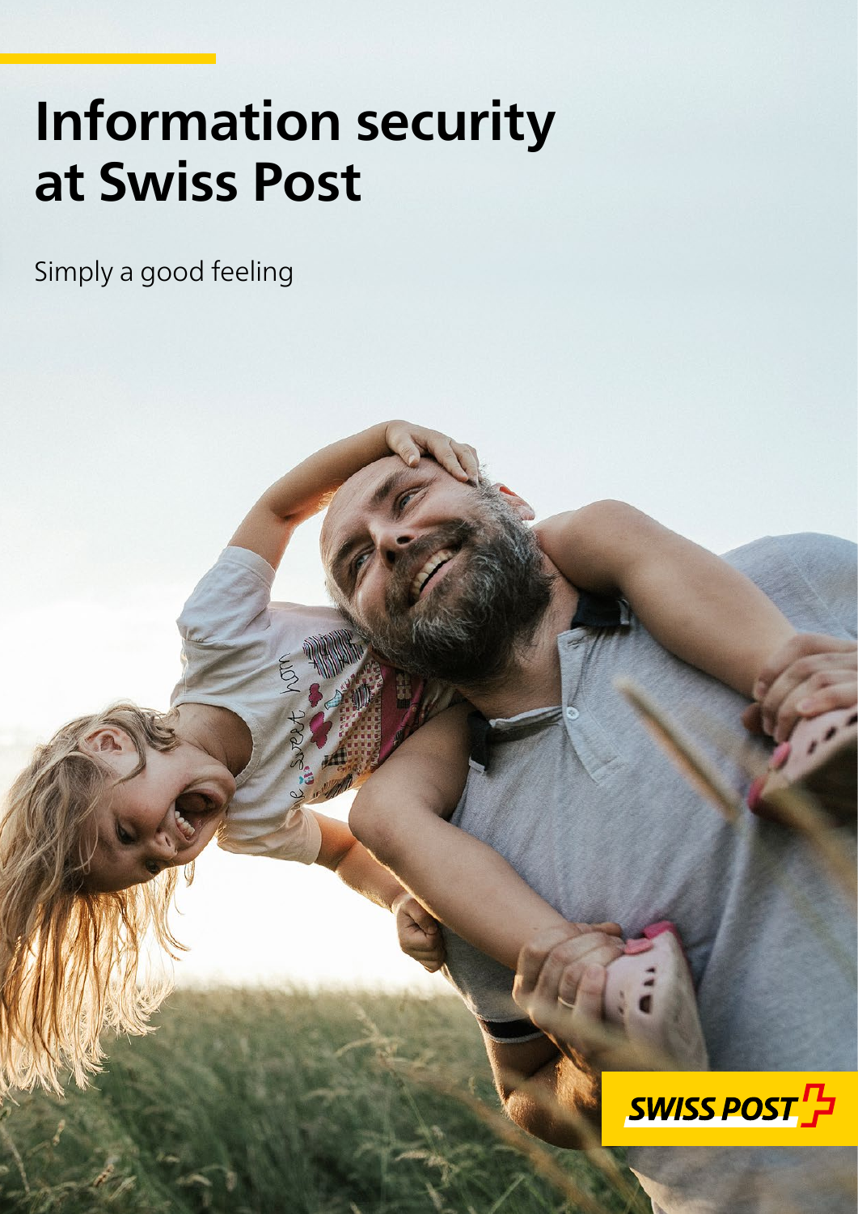# Information security at Swiss Post

Simply a good feeling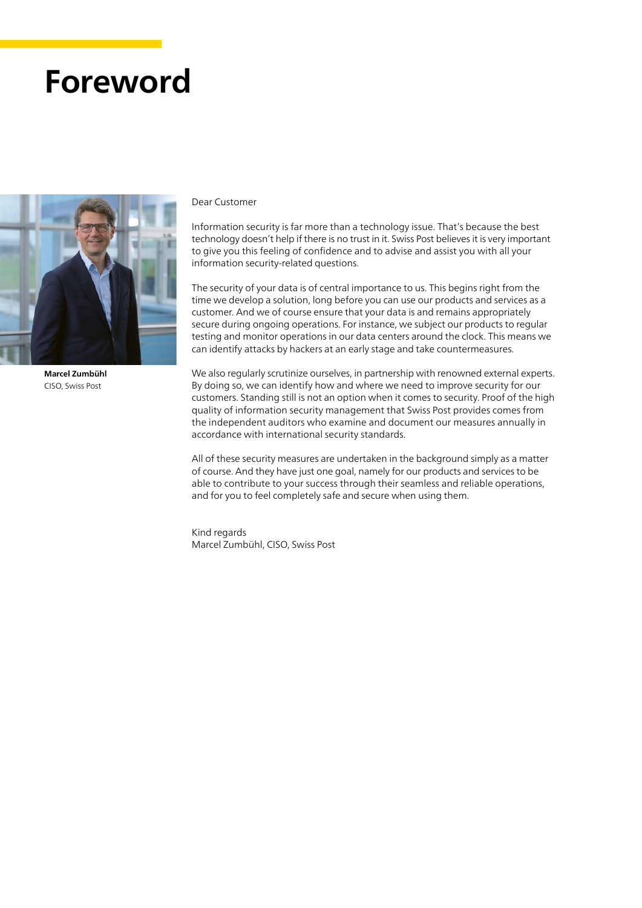# Foreword

**Marcel Zumbühl**
CISO, Swiss Post

Dear Customer

Information security is far more than a technology issue. That's because the best technology doesn't help if there is no trust in it. Swiss Post believes it is very important to give you this feeling of confidence and to advise and assist you with all your information security-related questions.

The security of your data is of central importance to us. This begins right from the time we develop a solution, long before you can use our products and services as a customer. And we of course ensure that your data is and remains appropriately secure during ongoing operations. For instance, we subject our products to regular testing and monitor operations in our data centers around the clock. This means we can identify attacks by hackers at an early stage and take countermeasures.

We also regularly scrutinize ourselves, in partnership with renowned external experts. By doing so, we can identify how and where we need to improve security for our customers. Standing still is not an option when it comes to security. Proof of the high quality of information security management that Swiss Post provides comes from the independent auditors who examine and document our measures annually in accordance with international security standards.

All of these security measures are undertaken in the background simply as a matter of course. And they have just one goal, namely for our products and services to be able to contribute to your success through their seamless and reliable operations, and for you to feel completely safe and secure when using them.

Kind regards
Marcel Zumbühl, CISO, Swiss Post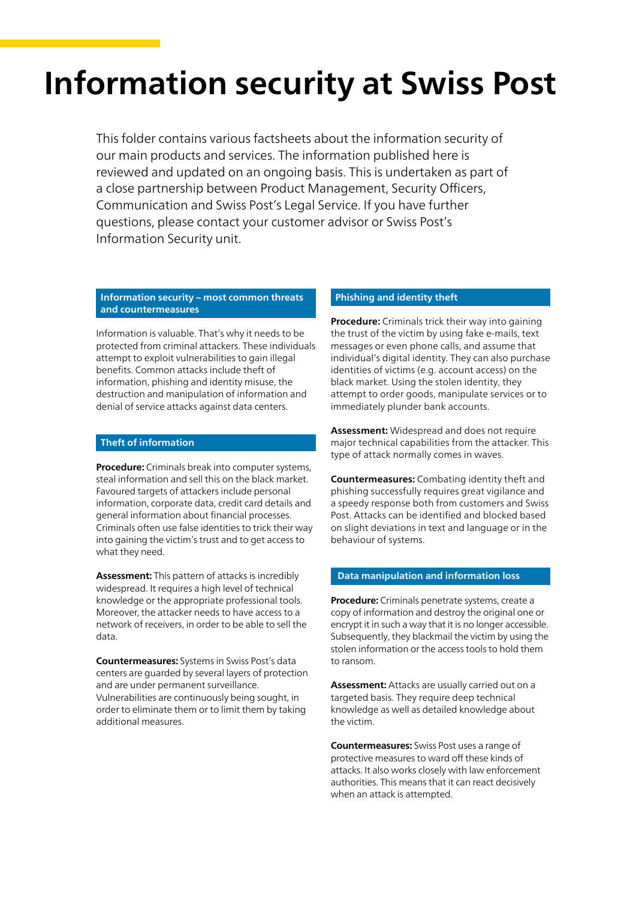# Information security at Swiss Post

This folder contains various factsheets about the information security of our main products and services. The information published here is reviewed and updated on an ongoing basis. This is undertaken as part of a close partnership between Product Management, Security Officers, Communication and Swiss Post's Legal Service. If you have further questions, please contact your customer advisor or Swiss Post's Information Security unit.

## Information security – most common threats and countermeasures

Information is valuable. That's why it needs to be protected from criminal attackers. These individuals attempt to exploit vulnerabilities to gain illegal benefits. Common attacks include theft of information, phishing and identity misuse, the destruction and manipulation of information and denial of service attacks against data centers.

## Theft of information

**Procedure:** Criminals break into computer systems, steal information and sell this on the black market. Favoured targets of attackers include personal information, corporate data, credit card details and general information about financial processes. Criminals often use false identities to trick their way into gaining the victim's trust and to get access to what they need.

**Assessment:** This pattern of attacks is incredibly widespread. It requires a high level of technical knowledge or the appropriate professional tools. Moreover, the attacker needs to have access to a network of receivers, in order to be able to sell the data.

**Countermeasures:** Systems in Swiss Post's data centers are guarded by several layers of protection and are under permanent surveillance. Vulnerabilities are continuously being sought, in order to eliminate them or to limit them by taking additional measures.

## Phishing and identity theft

**Procedure:** Criminals trick their way into gaining the trust of the victim by using fake e-mails, text messages or even phone calls, and assume that individual's digital identity. They can also purchase identities of victims (e.g. account access) on the black market. Using the stolen identity, they attempt to order goods, manipulate services or to immediately plunder bank accounts.

**Assessment:** Widespread and does not require major technical capabilities from the attacker. This type of attack normally comes in waves.

**Countermeasures:** Combating identity theft and phishing successfully requires great vigilance and a speedy response both from customers and Swiss Post. Attacks can be identified and blocked based on slight deviations in text and language or in the behaviour of systems.

## Data manipulation and information loss

**Procedure:** Criminals penetrate systems, create a copy of information and destroy the original one or encrypt it in such a way that it is no longer accessible. Subsequently, they blackmail the victim by using the stolen information or the access tools to hold them to ransom.

**Assessment:** Attacks are usually carried out on a targeted basis. They require deep technical knowledge as well as detailed knowledge about the victim.

**Countermeasures:** Swiss Post uses a range of protective measures to ward off these kinds of attacks. It also works closely with law enforcement authorities. This means that it can react decisively when an attack is attempted.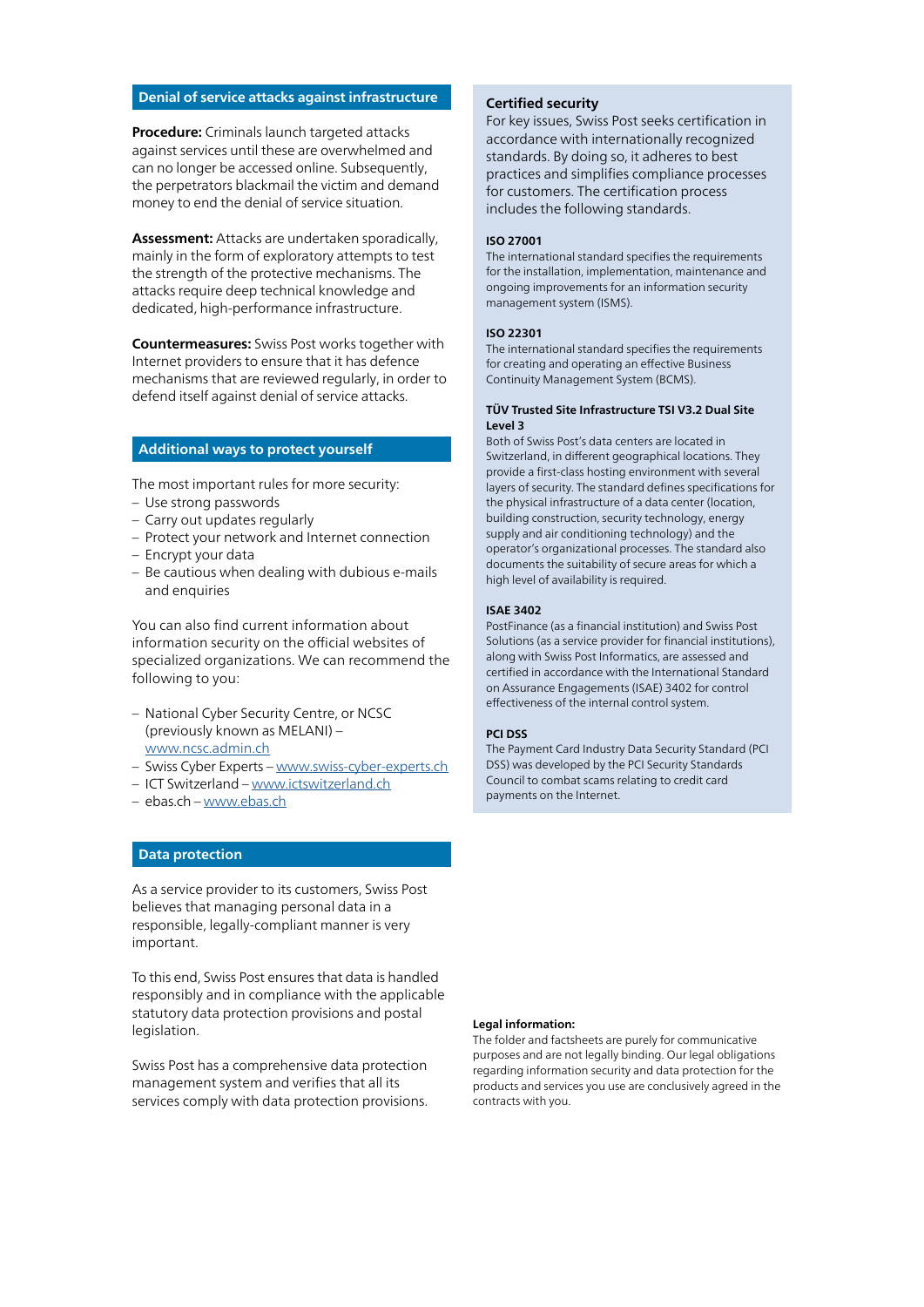## Denial of service attacks against infrastructure

**Procedure:** Criminals launch targeted attacks against services until these are overwhelmed and can no longer be accessed online. Subsequently, the perpetrators blackmail the victim and demand money to end the denial of service situation.

**Assessment:** Attacks are undertaken sporadically, mainly in the form of exploratory attempts to test the strength of the protective mechanisms. The attacks require deep technical knowledge and dedicated, high-performance infrastructure.

**Countermeasures:** Swiss Post works together with Internet providers to ensure that it has defence mechanisms that are reviewed regularly, in order to defend itself against denial of service attacks.

## Additional ways to protect yourself

The most important rules for more security:

- Use strong passwords
- Carry out updates regularly
- Protect your network and Internet connection
- Encrypt your data
- Be cautious when dealing with dubious e-mails and enquiries

You can also find current information about information security on the official websites of specialized organizations. We can recommend the following to you:

- National Cyber Security Centre, or NCSC (previously known as MELANI) – www.ncsc.admin.ch
- Swiss Cyber Experts – www.swiss-cyber-experts.ch
- ICT Switzerland – www.ictswitzerland.ch
- ebas.ch – www.ebas.ch

## Data protection

As a service provider to its customers, Swiss Post believes that managing personal data in a responsible, legally-compliant manner is very important.

To this end, Swiss Post ensures that data is handled responsibly and in compliance with the applicable statutory data protection provisions and postal legislation.

Swiss Post has a comprehensive data protection management system and verifies that all its services comply with data protection provisions.

## Certified security

For key issues, Swiss Post seeks certification in accordance with internationally recognized standards. By doing so, it adheres to best practices and simplifies compliance processes for customers. The certification process includes the following standards.

### ISO 27001

The international standard specifies the requirements for the installation, implementation, maintenance and ongoing improvements for an information security management system (ISMS).

### ISO 22301

The international standard specifies the requirements for creating and operating an effective Business Continuity Management System (BCMS).

### TÜV Trusted Site Infrastructure TSI V3.2 Dual Site Level 3

Both of Swiss Post's data centers are located in Switzerland, in different geographical locations. They provide a first-class hosting environment with several layers of security. The standard defines specifications for the physical infrastructure of a data center (location, building construction, security technology, energy supply and air conditioning technology) and the operator's organizational processes. The standard also documents the suitability of secure areas for which a high level of availability is required.

### ISAE 3402

PostFinance (as a financial institution) and Swiss Post Solutions (as a service provider for financial institutions), along with Swiss Post Informatics, are assessed and certified in accordance with the International Standard on Assurance Engagements (ISAE) 3402 for control effectiveness of the internal control system.

### PCI DSS

The Payment Card Industry Data Security Standard (PCI DSS) was developed by the PCI Security Standards Council to combat scams relating to credit card payments on the Internet.

**Legal information:**
The folder and factsheets are purely for communicative purposes and are not legally binding. Our legal obligations regarding information security and data protection for the products and services you use are conclusively agreed in the contracts with you.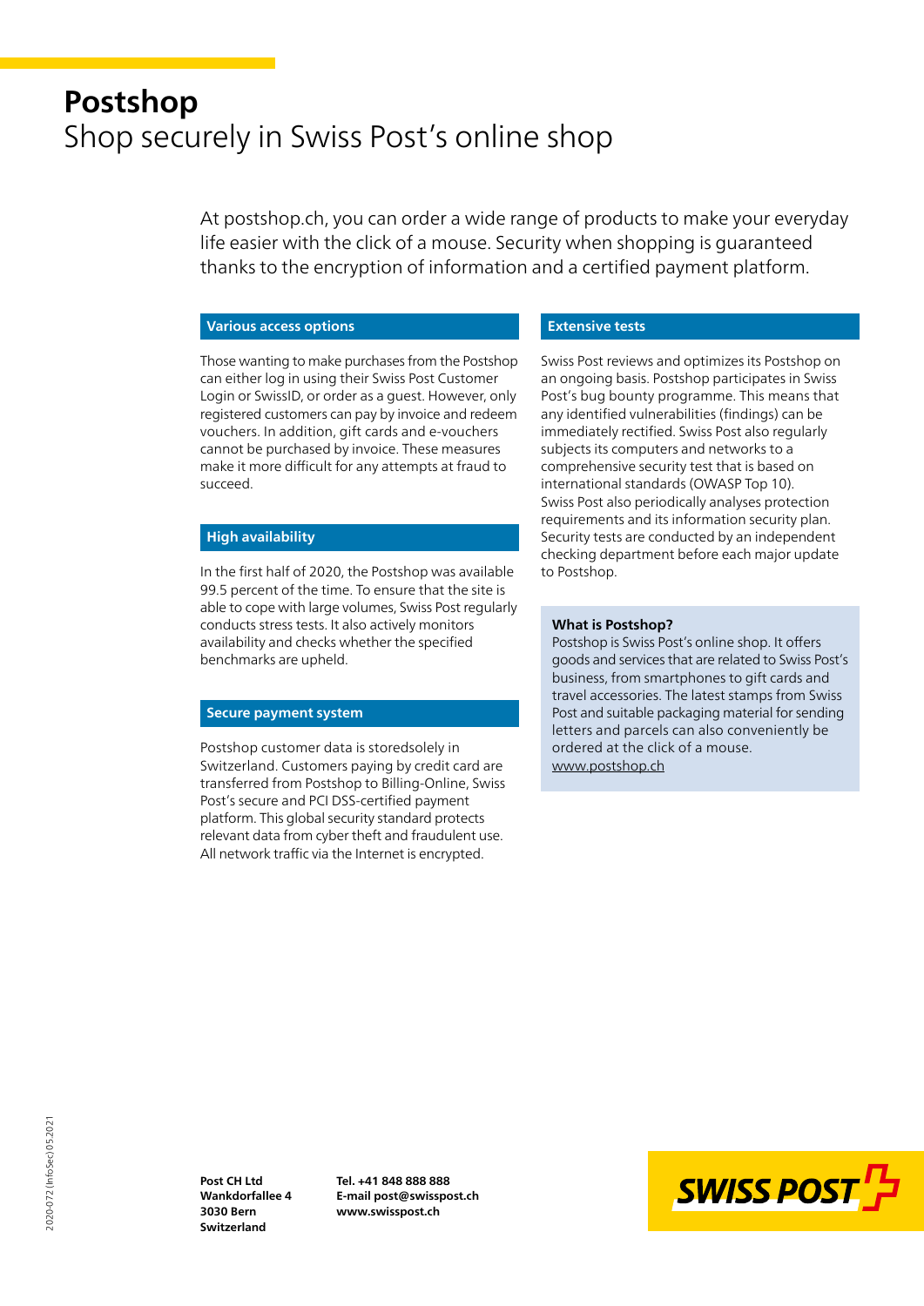# Postshop

## Shop securely in Swiss Post's online shop

At postshop.ch, you can order a wide range of products to make your everyday life easier with the click of a mouse. Security when shopping is guaranteed thanks to the encryption of information and a certified payment platform.

### Various access options

Those wanting to make purchases from the Postshop can either log in using their Swiss Post Customer Login or SwissID, or order as a guest. However, only registered customers can pay by invoice and redeem vouchers. In addition, gift cards and e-vouchers cannot be purchased by invoice. These measures make it more difficult for any attempts at fraud to succeed.

### High availability

In the first half of 2020, the Postshop was available 99.5 percent of the time. To ensure that the site is able to cope with large volumes, Swiss Post regularly conducts stress tests. It also actively monitors availability and checks whether the specified benchmarks are upheld.

### Secure payment system

Postshop customer data is storedsolely in Switzerland. Customers paying by credit card are transferred from Postshop to Billing-Online, Swiss Post's secure and PCI DSS-certified payment platform. This global security standard protects relevant data from cyber theft and fraudulent use. All network traffic via the Internet is encrypted.

### Extensive tests

Swiss Post reviews and optimizes its Postshop on an ongoing basis. Postshop participates in Swiss Post's bug bounty programme. This means that any identified vulnerabilities (findings) can be immediately rectified. Swiss Post also regularly subjects its computers and networks to a comprehensive security test that is based on international standards (OWASP Top 10). Swiss Post also periodically analyses protection requirements and its information security plan. Security tests are conducted by an independent checking department before each major update to Postshop.

**What is Postshop?**
Postshop is Swiss Post's online shop. It offers goods and services that are related to Swiss Post's business, from smartphones to gift cards and travel accessories. The latest stamps from Swiss Post and suitable packaging material for sending letters and parcels can also conveniently be ordered at the click of a mouse.
www.postshop.ch

2020-072 (InfoSec) 05.2021

**Post CH Ltd**
**Wankdorfallee 4**
**3030 Bern**
**Switzerland**

**Tel. +41 848 888 888**
**E-mail post@swisspost.ch**
**www.swisspost.ch**

SWISS POST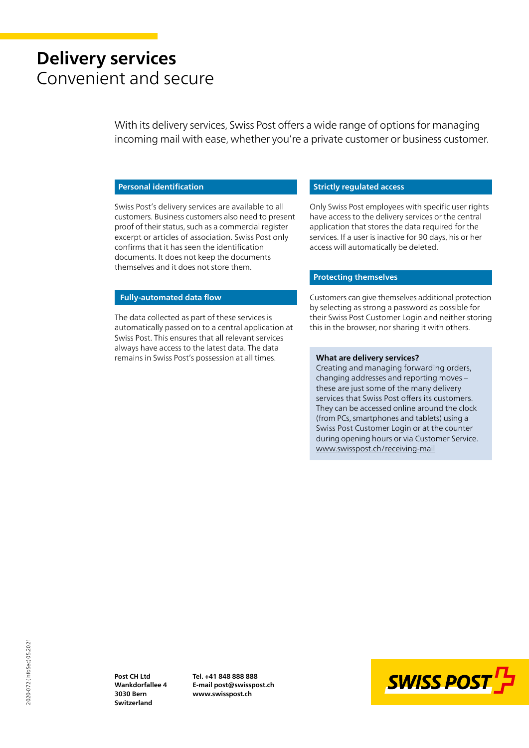# **Delivery services**
Convenient and secure

With its delivery services, Swiss Post offers a wide range of options for managing incoming mail with ease, whether you're a private customer or business customer.

## Personal identification

Swiss Post's delivery services are available to all customers. Business customers also need to present proof of their status, such as a commercial register excerpt or articles of association. Swiss Post only confirms that it has seen the identification documents. It does not keep the documents themselves and it does not store them.

## Fully-automated data flow

The data collected as part of these services is automatically passed on to a central application at Swiss Post. This ensures that all relevant services always have access to the latest data. The data remains in Swiss Post's possession at all times.

## Strictly regulated access

Only Swiss Post employees with specific user rights have access to the delivery services or the central application that stores the data required for the services. If a user is inactive for 90 days, his or her access will automatically be deleted.

## Protecting themselves

Customers can give themselves additional protection by selecting as strong a password as possible for their Swiss Post Customer Login and neither storing this in the browser, nor sharing it with others.

**What are delivery services?**
Creating and managing forwarding orders, changing addresses and reporting moves – these are just some of the many delivery services that Swiss Post offers its customers. They can be accessed online around the clock (from PCs, smartphones and tablets) using a Swiss Post Customer Login or at the counter during opening hours or via Customer Service.
www.swisspost.ch/receiving-mail

**Post CH Ltd**
**Wankdorfallee 4**
**3030 Bern**
**Switzerland**

**Tel. +41 848 888 888**
**E-mail post@swisspost.ch**
**www.swisspost.ch**

2020-072 (InfoSec) 05.2021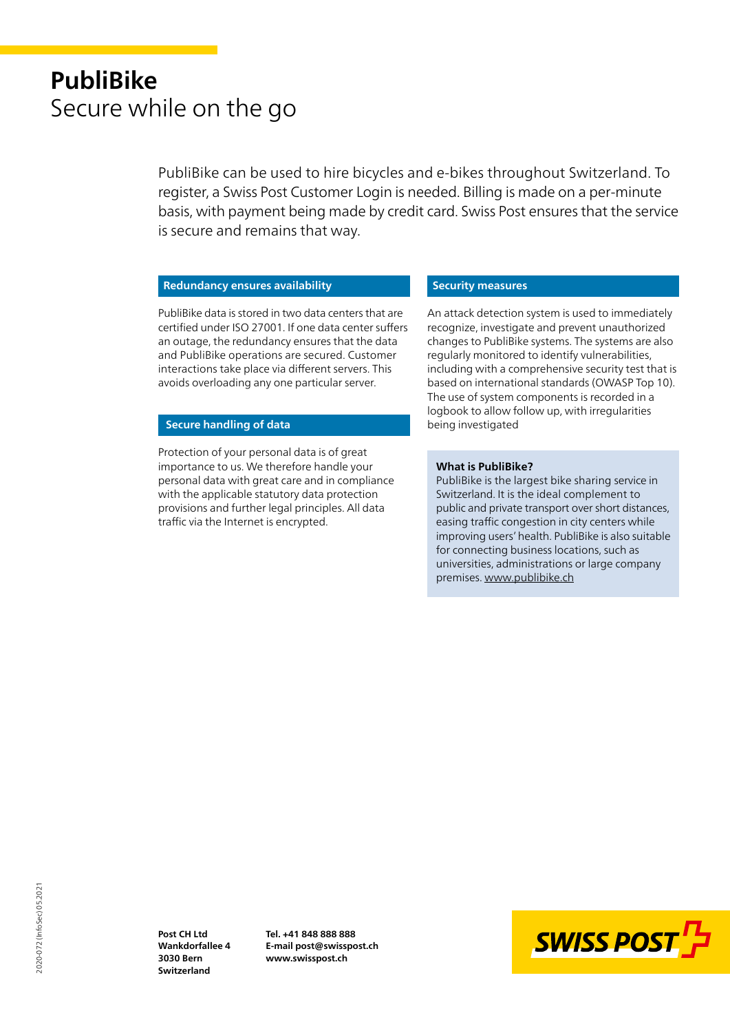# PubliBike

Secure while on the go

PubliBike can be used to hire bicycles and e-bikes throughout Switzerland. To register, a Swiss Post Customer Login is needed. Billing is made on a per-minute basis, with payment being made by credit card. Swiss Post ensures that the service is secure and remains that way.

## Redundancy ensures availability

PubliBike data is stored in two data centers that are certified under ISO 27001. If one data center suffers an outage, the redundancy ensures that the data and PubliBike operations are secured. Customer interactions take place via different servers. This avoids overloading any one particular server.

## Secure handling of data

Protection of your personal data is of great importance to us. We therefore handle your personal data with great care and in compliance with the applicable statutory data protection provisions and further legal principles. All data traffic via the Internet is encrypted.

## Security measures

An attack detection system is used to immediately recognize, investigate and prevent unauthorized changes to PubliBike systems. The systems are also regularly monitored to identify vulnerabilities, including with a comprehensive security test that is based on international standards (OWASP Top 10). The use of system components is recorded in a logbook to allow follow up, with irregularities being investigated

**What is PubliBike?**
PubliBike is the largest bike sharing service in Switzerland. It is the ideal complement to public and private transport over short distances, easing traffic congestion in city centers while improving users' health. PubliBike is also suitable for connecting business locations, such as universities, administrations or large company premises. www.publibike.ch

**Post CH Ltd**
**Wankdorfallee 4**
**3030 Bern**
**Switzerland**

**Tel. +41 848 888 888**
**E-mail post@swisspost.ch**
**www.swisspost.ch**

2020-072 (InfoSec) 05.2021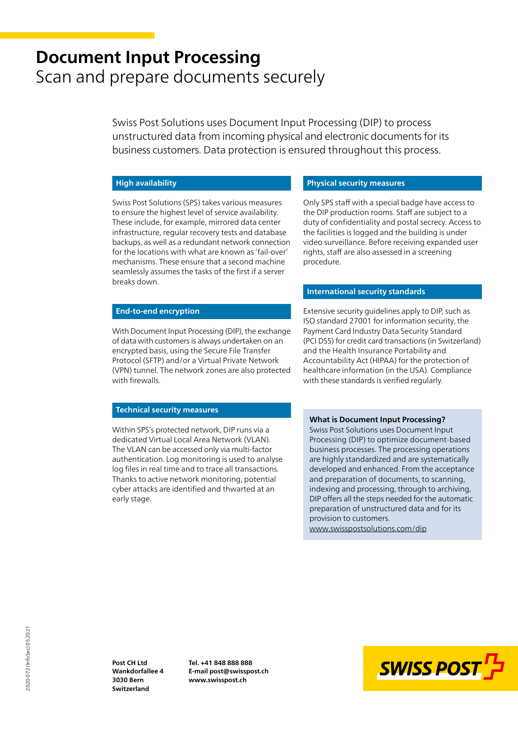# Document Input Processing

## Scan and prepare documents securely

Swiss Post Solutions uses Document Input Processing (DIP) to process unstructured data from incoming physical and electronic documents for its business customers. Data protection is ensured throughout this process.

### High availability

Swiss Post Solutions (SPS) takes various measures to ensure the highest level of service availability. These include, for example, mirrored data center infrastructure, regular recovery tests and database backups, as well as a redundant network connection for the locations with what are known as 'fail-over' mechanisms. These ensure that a second machine seamlessly assumes the tasks of the first if a server breaks down.

### End-to-end encryption

With Document Input Processing (DIP), the exchange of data with customers is always undertaken on an encrypted basis, using the Secure File Transfer Protocol (SFTP) and/or a Virtual Private Network (VPN) tunnel. The network zones are also protected with firewalls.

### Technical security measures

Within SPS's protected network, DIP runs via a dedicated Virtual Local Area Network (VLAN). The VLAN can be accessed only via multi-factor authentication. Log monitoring is used to analyse log files in real time and to trace all transactions. Thanks to active network monitoring, potential cyber attacks are identified and thwarted at an early stage.

### Physical security measures

Only SPS staff with a special badge have access to the DIP production rooms. Staff are subject to a duty of confidentiality and postal secrecy. Access to the facilities is logged and the building is under video surveillance. Before receiving expanded user rights, staff are also assessed in a screening procedure.

### International security standards

Extensive security guidelines apply to DIP, such as ISO standard 27001 for information security, the Payment Card Industry Data Security Standard (PCI DSS) for credit card transactions (in Switzerland) and the Health Insurance Portability and Accountability Act (HIPAA) for the protection of healthcare information (in the USA). Compliance with these standards is verified regularly.

**What is Document Input Processing?**
Swiss Post Solutions uses Document Input Processing (DIP) to optimize document-based business processes. The processing operations are highly standardized and are systematically developed and enhanced. From the acceptance and preparation of documents, to scanning, indexing and processing, through to archiving, DIP offers all the steps needed for the automatic preparation of unstructured data and for its provision to customers.
www.swisspostsolutions.com/dip

2020-072 (InfoSec) 05.2021

**Post CH Ltd**
**Wankdorfallee 4**
**3030 Bern**
**Switzerland**

**Tel. +41 848 888 888**
**E-mail post@swisspost.ch**
**www.swisspost.ch**

SWISS POST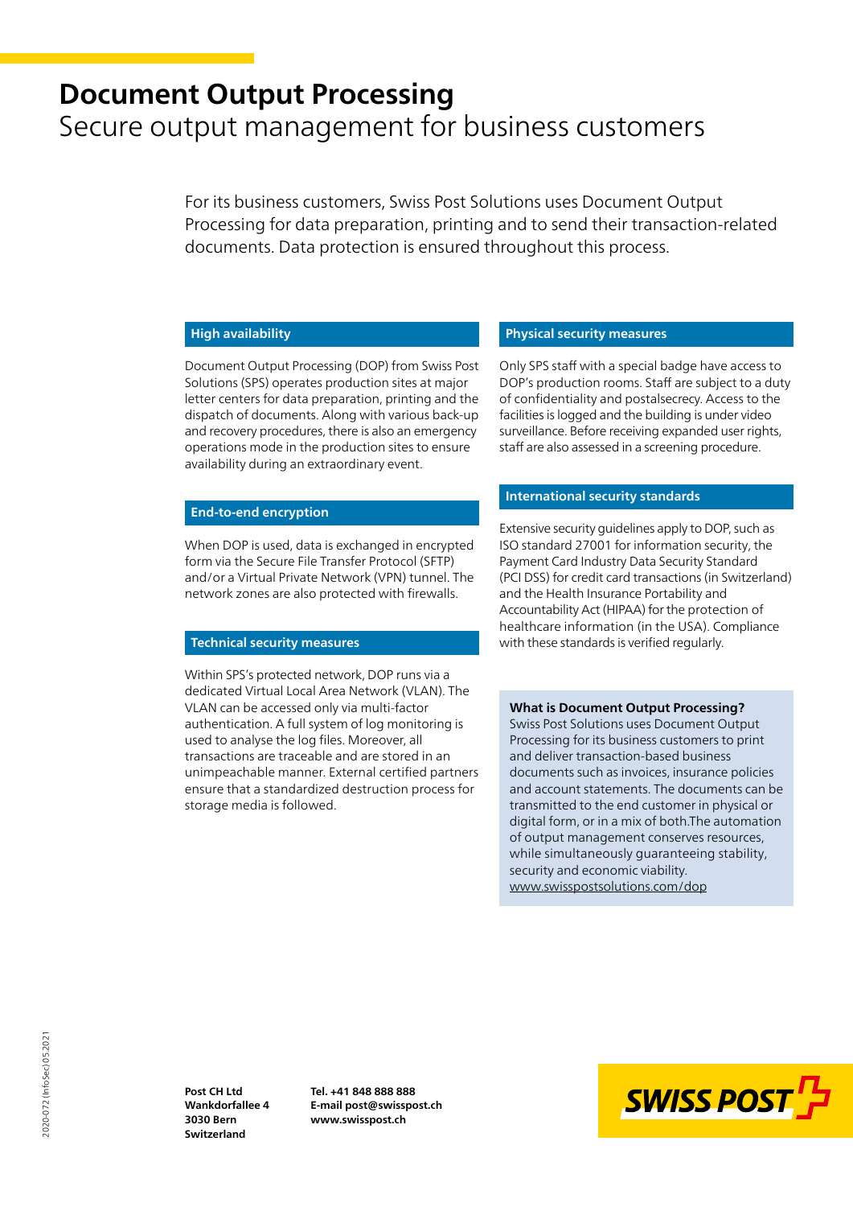# Document Output Processing
Secure output management for business customers

For its business customers, Swiss Post Solutions uses Document Output Processing for data preparation, printing and to send their transaction-related documents. Data protection is ensured throughout this process.

### High availability

Document Output Processing (DOP) from Swiss Post Solutions (SPS) operates production sites at major letter centers for data preparation, printing and the dispatch of documents. Along with various back-up and recovery procedures, there is also an emergency operations mode in the production sites to ensure availability during an extraordinary event.

### End-to-end encryption

When DOP is used, data is exchanged in encrypted form via the Secure File Transfer Protocol (SFTP) and/or a Virtual Private Network (VPN) tunnel. The network zones are also protected with firewalls.

### Technical security measures

Within SPS's protected network, DOP runs via a dedicated Virtual Local Area Network (VLAN). The VLAN can be accessed only via multi-factor authentication. A full system of log monitoring is used to analyse the log files. Moreover, all transactions are traceable and are stored in an unimpeachable manner. External certified partners ensure that a standardized destruction process for storage media is followed.

### Physical security measures

Only SPS staff with a special badge have access to DOP's production rooms. Staff are subject to a duty of confidentiality and postalsecrecy. Access to the facilities is logged and the building is under video surveillance. Before receiving expanded user rights, staff are also assessed in a screening procedure.

### International security standards

Extensive security guidelines apply to DOP, such as ISO standard 27001 for information security, the Payment Card Industry Data Security Standard (PCI DSS) for credit card transactions (in Switzerland) and the Health Insurance Portability and Accountability Act (HIPAA) for the protection of healthcare information (in the USA). Compliance with these standards is verified regularly.

**What is Document Output Processing?**
Swiss Post Solutions uses Document Output Processing for its business customers to print and deliver transaction-based business documents such as invoices, insurance policies and account statements. The documents can be transmitted to the end customer in physical or digital form, or in a mix of both.The automation of output management conserves resources, while simultaneously guaranteeing stability, security and economic viability.
www.swisspostsolutions.com/dop

**Post CH Ltd**
**Wankdorfallee 4**
**3030 Bern**
**Switzerland**

**Tel. +41 848 888 888**
**E-mail post@swisspost.ch**
**www.swisspost.ch**

2020-072 (InfoSec) 05.2021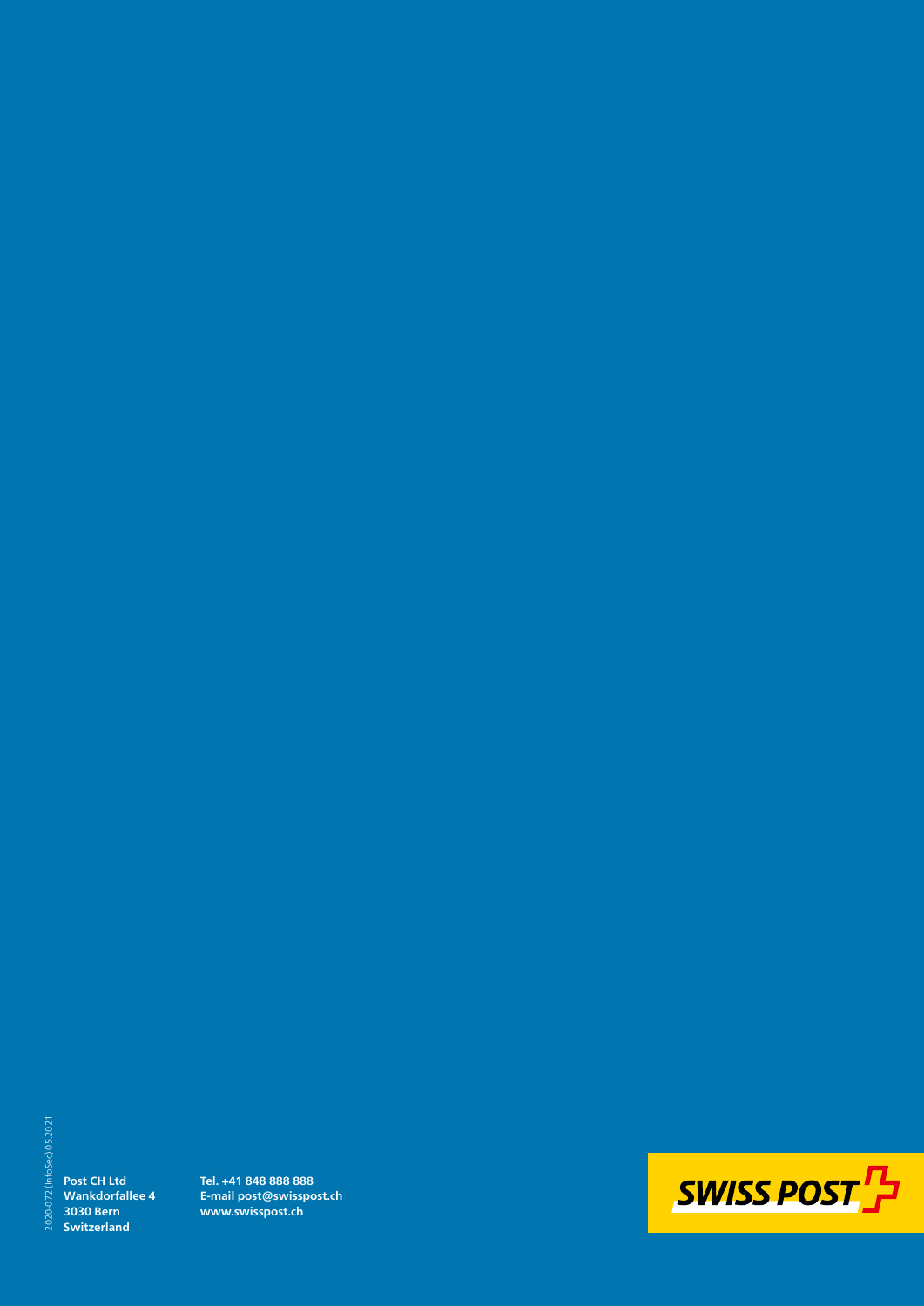2020-072 (InfoSec) 05.2021

**Post CH Ltd**
**Wankdorfallee 4**
**3030 Bern**
**Switzerland**

**Tel. +41 848 888 888**
**E-mail post@swisspost.ch**
**www.swisspost.ch**

SWISS POST